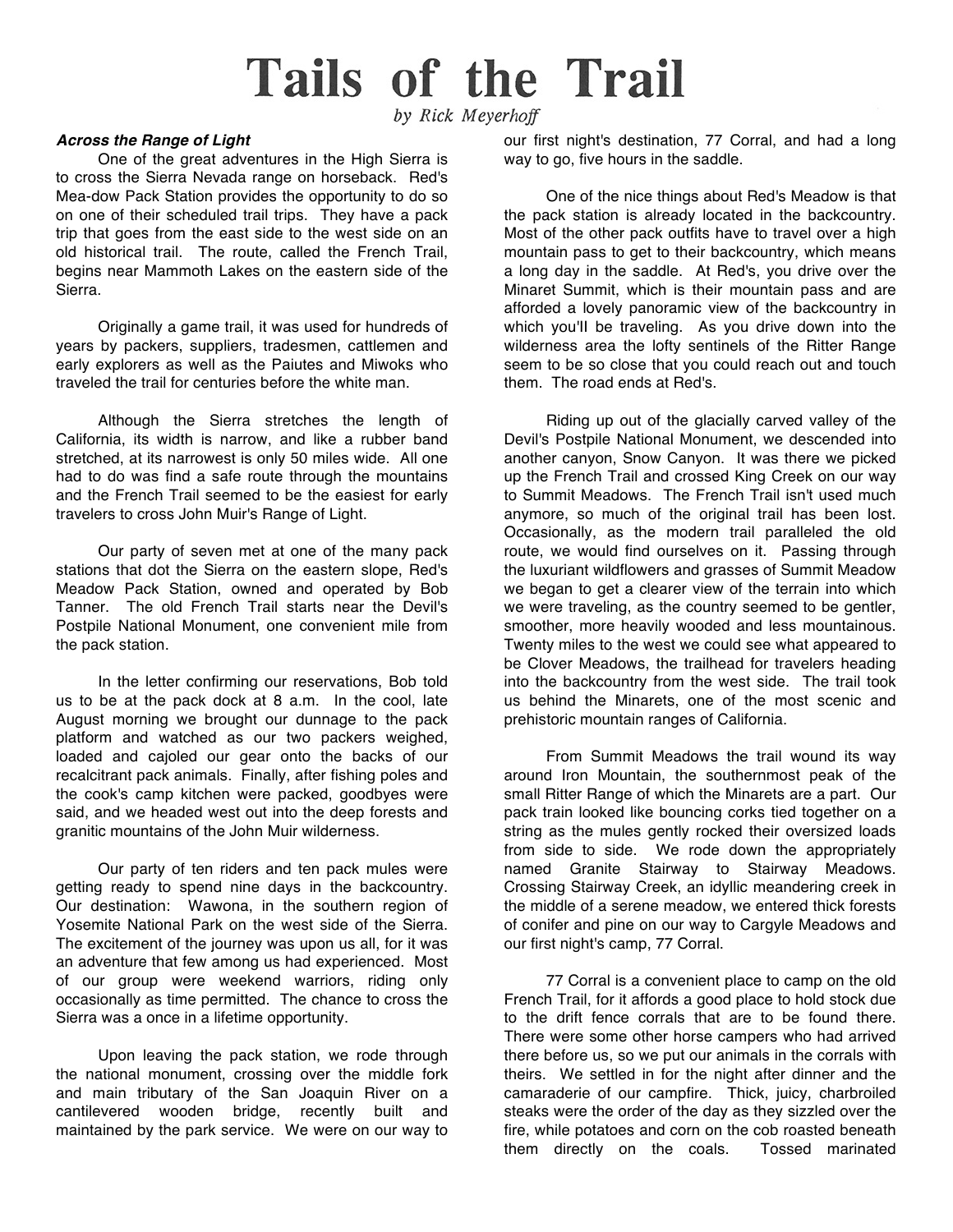# Tails of the Trail

*by Rick Meyerhoff*

***Across the Range of Light***

One of the great adventures in the High Sierra is to cross the Sierra Nevada range on horseback. Red's Mea-dow Pack Station provides the opportunity to do so on one of their scheduled trail trips. They have a pack trip that goes from the east side to the west side on an old historical trail. The route, called the French Trail, begins near Mammoth Lakes on the eastern side of the Sierra.

Originally a game trail, it was used for hundreds of years by packers, suppliers, tradesmen, cattlemen and early explorers as well as the Paiutes and Miwoks who traveled the trail for centuries before the white man.

Although the Sierra stretches the length of California, its width is narrow, and like a rubber band stretched, at its narrowest is only 50 miles wide. All one had to do was find a safe route through the mountains and the French Trail seemed to be the easiest for early travelers to cross John Muir's Range of Light.

Our party of seven met at one of the many pack stations that dot the Sierra on the eastern slope, Red's Meadow Pack Station, owned and operated by Bob Tanner. The old French Trail starts near the Devil's Postpile National Monument, one convenient mile from the pack station.

In the letter confirming our reservations, Bob told us to be at the pack dock at 8 a.m. In the cool, late August morning we brought our dunnage to the pack platform and watched as our two packers weighed, loaded and cajoled our gear onto the backs of our recalcitrant pack animals. Finally, after fishing poles and the cook's camp kitchen were packed, goodbyes were said, and we headed west out into the deep forests and granitic mountains of the John Muir wilderness.

Our party of ten riders and ten pack mules were getting ready to spend nine days in the backcountry. Our destination: Wawona, in the southern region of Yosemite National Park on the west side of the Sierra. The excitement of the journey was upon us all, for it was an adventure that few among us had experienced. Most of our group were weekend warriors, riding only occasionally as time permitted. The chance to cross the Sierra was a once in a lifetime opportunity.

Upon leaving the pack station, we rode through the national monument, crossing over the middle fork and main tributary of the San Joaquin River on a cantilevered wooden bridge, recently built and maintained by the park service. We were on our way to our first night's destination, 77 Corral, and had a long way to go, five hours in the saddle.

One of the nice things about Red's Meadow is that the pack station is already located in the backcountry. Most of the other pack outfits have to travel over a high mountain pass to get to their backcountry, which means a long day in the saddle. At Red's, you drive over the Minaret Summit, which is their mountain pass and are afforded a lovely panoramic view of the backcountry in which you'll be traveling. As you drive down into the wilderness area the lofty sentinels of the Ritter Range seem to be so close that you could reach out and touch them. The road ends at Red's.

Riding up out of the glacially carved valley of the Devil's Postpile National Monument, we descended into another canyon, Snow Canyon. It was there we picked up the French Trail and crossed King Creek on our way to Summit Meadows. The French Trail isn't used much anymore, so much of the original trail has been lost. Occasionally, as the modern trail paralleled the old route, we would find ourselves on it. Passing through the luxuriant wildflowers and grasses of Summit Meadow we began to get a clearer view of the terrain into which we were traveling, as the country seemed to be gentler, smoother, more heavily wooded and less mountainous. Twenty miles to the west we could see what appeared to be Clover Meadows, the trailhead for travelers heading into the backcountry from the west side. The trail took us behind the Minarets, one of the most scenic and prehistoric mountain ranges of California.

From Summit Meadows the trail wound its way around Iron Mountain, the southernmost peak of the small Ritter Range of which the Minarets are a part. Our pack train looked like bouncing corks tied together on a string as the mules gently rocked their oversized loads from side to side. We rode down the appropriately named Granite Stairway to Stairway Meadows. Crossing Stairway Creek, an idyllic meandering creek in the middle of a serene meadow, we entered thick forests of conifer and pine on our way to Cargyle Meadows and our first night's camp, 77 Corral.

77 Corral is a convenient place to camp on the old French Trail, for it affords a good place to hold stock due to the drift fence corrals that are to be found there. There were some other horse campers who had arrived there before us, so we put our animals in the corrals with theirs. We settled in for the night after dinner and the camaraderie of our campfire. Thick, juicy, charbroiled steaks were the order of the day as they sizzled over the fire, while potatoes and corn on the cob roasted beneath them directly on the coals. Tossed marinated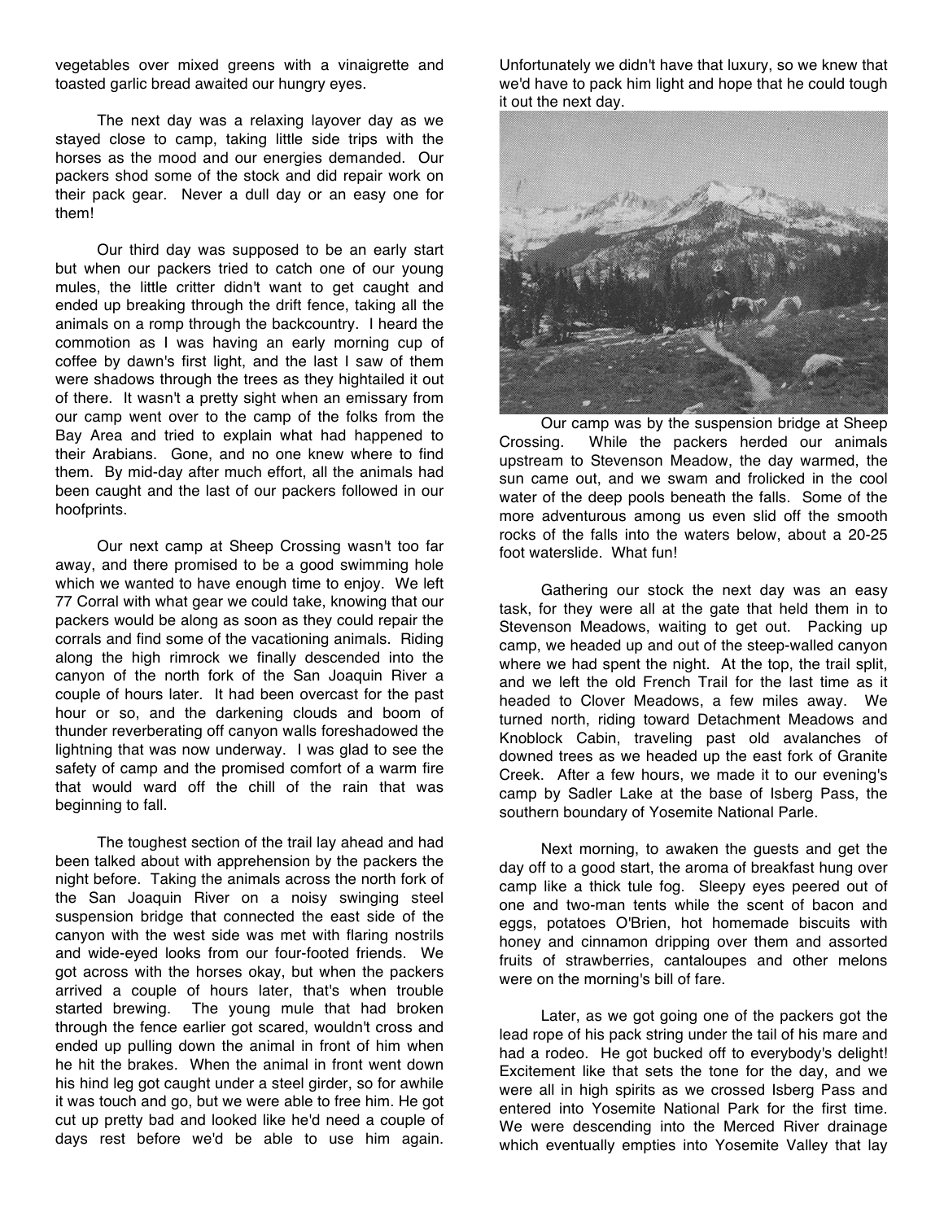vegetables over mixed greens with a vinaigrette and toasted garlic bread awaited our hungry eyes.

The next day was a relaxing layover day as we stayed close to camp, taking little side trips with the horses as the mood and our energies demanded. Our packers shod some of the stock and did repair work on their pack gear. Never a dull day or an easy one for them!

Our third day was supposed to be an early start but when our packers tried to catch one of our young mules, the little critter didn't want to get caught and ended up breaking through the drift fence, taking all the animals on a romp through the backcountry. I heard the commotion as I was having an early morning cup of coffee by dawn's first light, and the last I saw of them were shadows through the trees as they hightailed it out of there. It wasn't a pretty sight when an emissary from our camp went over to the camp of the folks from the Bay Area and tried to explain what had happened to their Arabians. Gone, and no one knew where to find them. By mid-day after much effort, all the animals had been caught and the last of our packers followed in our hoofprints.

Our next camp at Sheep Crossing wasn't too far away, and there promised to be a good swimming hole which we wanted to have enough time to enjoy. We left 77 Corral with what gear we could take, knowing that our packers would be along as soon as they could repair the corrals and find some of the vacationing animals. Riding along the high rimrock we finally descended into the canyon of the north fork of the San Joaquin River a couple of hours later. It had been overcast for the past hour or so, and the darkening clouds and boom of thunder reverberating off canyon walls foreshadowed the lightning that was now underway. I was glad to see the safety of camp and the promised comfort of a warm fire that would ward off the chill of the rain that was beginning to fall.

The toughest section of the trail lay ahead and had been talked about with apprehension by the packers the night before. Taking the animals across the north fork of the San Joaquin River on a noisy swinging steel suspension bridge that connected the east side of the canyon with the west side was met with flaring nostrils and wide-eyed looks from our four-footed friends. We got across with the horses okay, but when the packers arrived a couple of hours later, that's when trouble started brewing. The young mule that had broken through the fence earlier got scared, wouldn't cross and ended up pulling down the animal in front of him when he hit the brakes. When the animal in front went down his hind leg got caught under a steel girder, so for awhile it was touch and go, but we were able to free him. He got cut up pretty bad and looked like he'd need a couple of days rest before we'd be able to use him again. Unfortunately we didn't have that luxury, so we knew that we'd have to pack him light and hope that he could tough it out the next day.

Our camp was by the suspension bridge at Sheep Crossing. While the packers herded our animals upstream to Stevenson Meadow, the day warmed, the sun came out, and we swam and frolicked in the cool water of the deep pools beneath the falls. Some of the more adventurous among us even slid off the smooth rocks of the falls into the waters below, about a 20-25 foot waterslide. What fun!

Gathering our stock the next day was an easy task, for they were all at the gate that held them in to Stevenson Meadows, waiting to get out. Packing up camp, we headed up and out of the steep-walled canyon where we had spent the night. At the top, the trail split, and we left the old French Trail for the last time as it headed to Clover Meadows, a few miles away. We turned north, riding toward Detachment Meadows and Knoblock Cabin, traveling past old avalanches of downed trees as we headed up the east fork of Granite Creek. After a few hours, we made it to our evening's camp by Sadler Lake at the base of Isberg Pass, the southern boundary of Yosemite National Parle.

Next morning, to awaken the guests and get the day off to a good start, the aroma of breakfast hung over camp like a thick tule fog. Sleepy eyes peered out of one and two-man tents while the scent of bacon and eggs, potatoes O'Brien, hot homemade biscuits with honey and cinnamon dripping over them and assorted fruits of strawberries, cantaloupes and other melons were on the morning's bill of fare.

Later, as we got going one of the packers got the lead rope of his pack string under the tail of his mare and had a rodeo. He got bucked off to everybody's delight! Excitement like that sets the tone for the day, and we were all in high spirits as we crossed Isberg Pass and entered into Yosemite National Park for the first time. We were descending into the Merced River drainage which eventually empties into Yosemite Valley that lay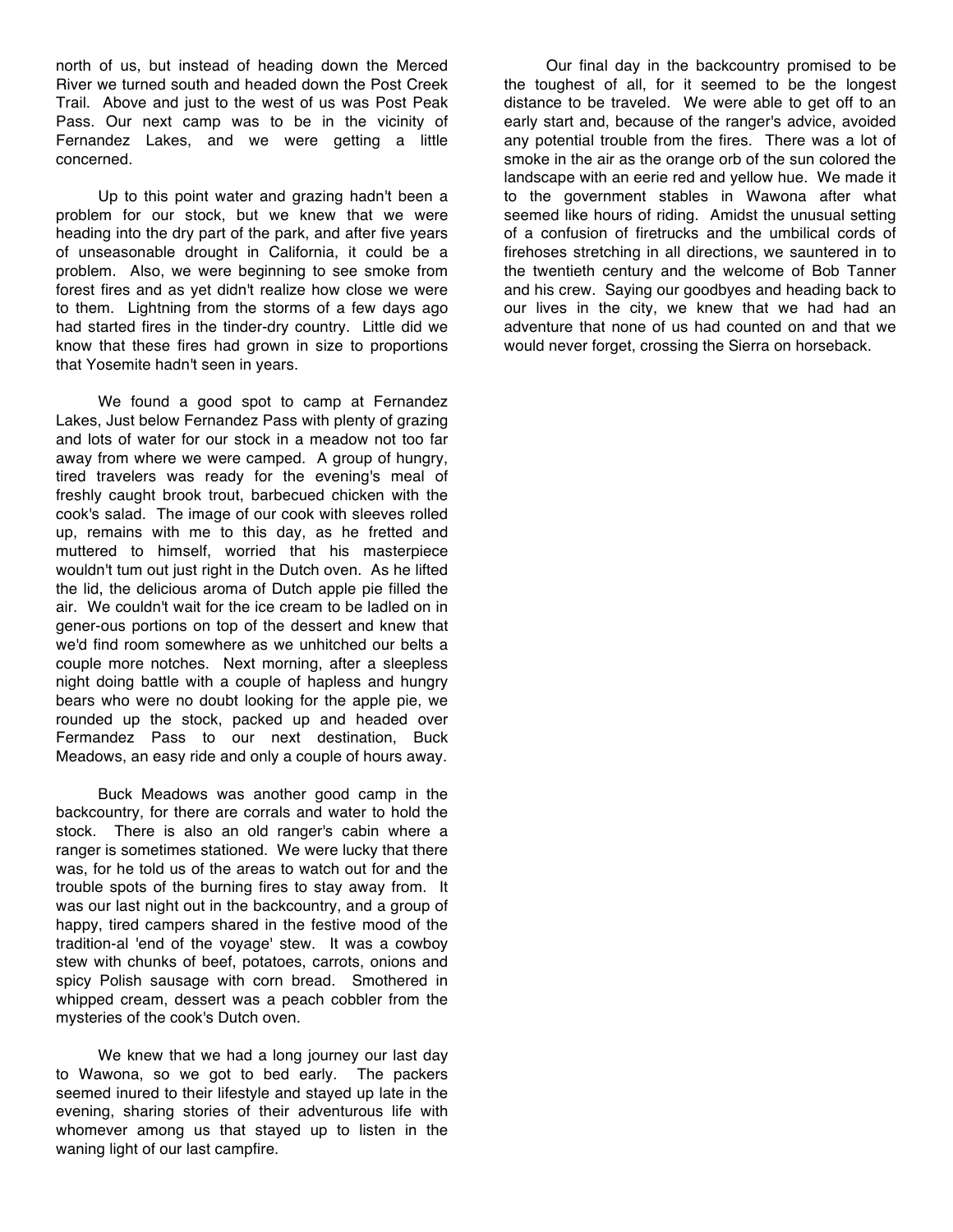north of us, but instead of heading down the Merced River we turned south and headed down the Post Creek Trail. Above and just to the west of us was Post Peak Pass. Our next camp was to be in the vicinity of Fernandez Lakes, and we were getting a little concerned.

Up to this point water and grazing hadn't been a problem for our stock, but we knew that we were heading into the dry part of the park, and after five years of unseasonable drought in California, it could be a problem. Also, we were beginning to see smoke from forest fires and as yet didn't realize how close we were to them. Lightning from the storms of a few days ago had started fires in the tinder-dry country. Little did we know that these fires had grown in size to proportions that Yosemite hadn't seen in years.

We found a good spot to camp at Fernandez Lakes, Just below Fernandez Pass with plenty of grazing and lots of water for our stock in a meadow not too far away from where we were camped. A group of hungry, tired travelers was ready for the evening's meal of freshly caught brook trout, barbecued chicken with the cook's salad. The image of our cook with sleeves rolled up, remains with me to this day, as he fretted and muttered to himself, worried that his masterpiece wouldn't tum out just right in the Dutch oven. As he lifted the lid, the delicious aroma of Dutch apple pie filled the air. We couldn't wait for the ice cream to be ladled on in gener-ous portions on top of the dessert and knew that we'd find room somewhere as we unhitched our belts a couple more notches. Next morning, after a sleepless night doing battle with a couple of hapless and hungry bears who were no doubt looking for the apple pie, we rounded up the stock, packed up and headed over Fermandez Pass to our next destination, Buck Meadows, an easy ride and only a couple of hours away.

Buck Meadows was another good camp in the backcountry, for there are corrals and water to hold the stock. There is also an old ranger's cabin where a ranger is sometimes stationed. We were lucky that there was, for he told us of the areas to watch out for and the trouble spots of the burning fires to stay away from. It was our last night out in the backcountry, and a group of happy, tired campers shared in the festive mood of the tradition-al 'end of the voyage' stew. It was a cowboy stew with chunks of beef, potatoes, carrots, onions and spicy Polish sausage with corn bread. Smothered in whipped cream, dessert was a peach cobbler from the mysteries of the cook's Dutch oven.

We knew that we had a long journey our last day to Wawona, so we got to bed early. The packers seemed inured to their lifestyle and stayed up late in the evening, sharing stories of their adventurous life with whomever among us that stayed up to listen in the waning light of our last campfire.

Our final day in the backcountry promised to be the toughest of all, for it seemed to be the longest distance to be traveled. We were able to get off to an early start and, because of the ranger's advice, avoided any potential trouble from the fires. There was a lot of smoke in the air as the orange orb of the sun colored the landscape with an eerie red and yellow hue. We made it to the government stables in Wawona after what seemed like hours of riding. Amidst the unusual setting of a confusion of firetrucks and the umbilical cords of firehoses stretching in all directions, we sauntered in to the twentieth century and the welcome of Bob Tanner and his crew. Saying our goodbyes and heading back to our lives in the city, we knew that we had had an adventure that none of us had counted on and that we would never forget, crossing the Sierra on horseback.